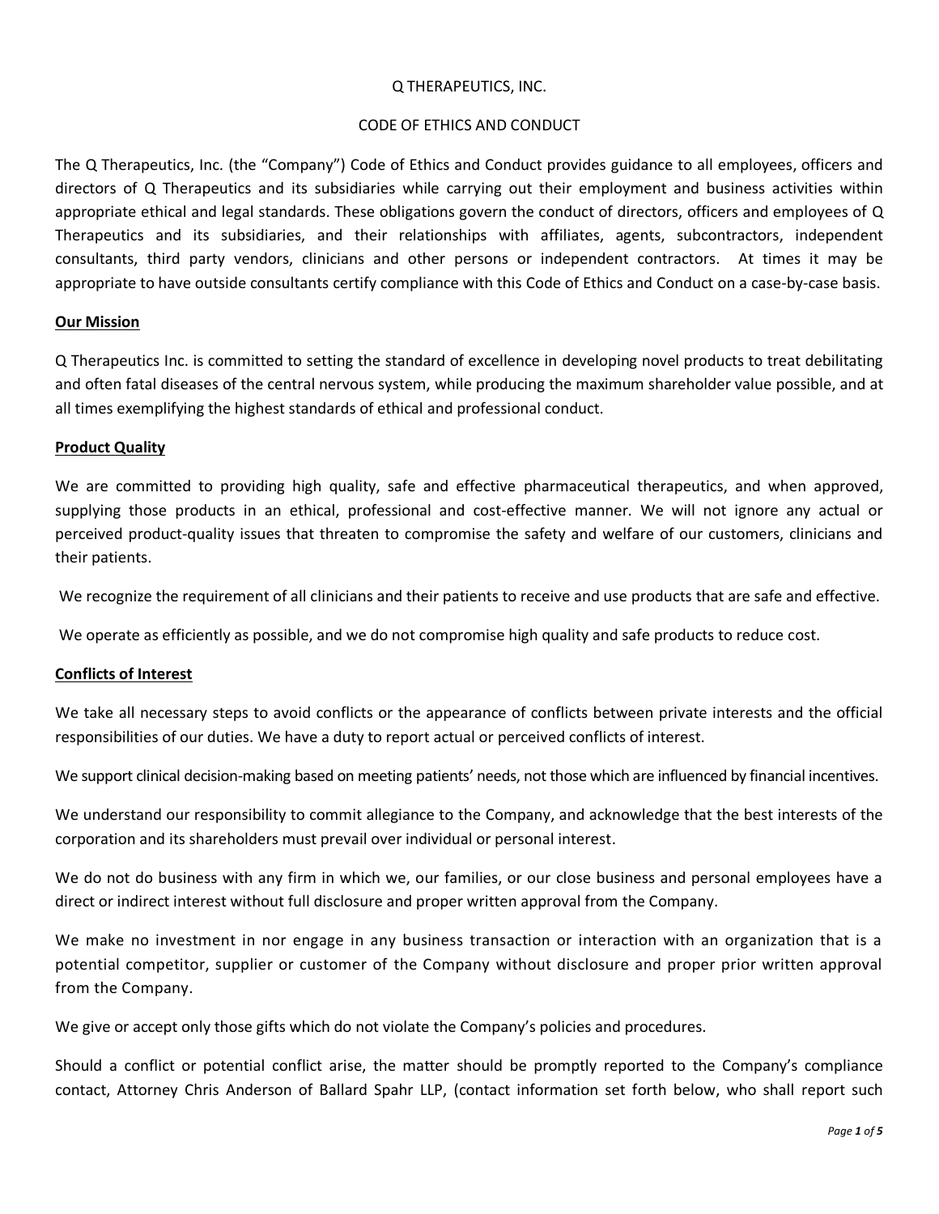Q THERAPEUTICS, INC.

CODE OF ETHICS AND CONDUCT

The Q Therapeutics, Inc. (the "Company") Code of Ethics and Conduct provides guidance to all employees, officers and directors of Q Therapeutics and its subsidiaries while carrying out their employment and business activities within appropriate ethical and legal standards. These obligations govern the conduct of directors, officers and employees of Q Therapeutics and its subsidiaries, and their relationships with affiliates, agents, subcontractors, independent consultants, third party vendors, clinicians and other persons or independent contractors. At times it may be appropriate to have outside consultants certify compliance with this Code of Ethics and Conduct on a case-by-case basis.

**Our Mission**

Q Therapeutics Inc. is committed to setting the standard of excellence in developing novel products to treat debilitating and often fatal diseases of the central nervous system, while producing the maximum shareholder value possible, and at all times exemplifying the highest standards of ethical and professional conduct.

**Product Quality**

We are committed to providing high quality, safe and effective pharmaceutical therapeutics, and when approved, supplying those products in an ethical, professional and cost-effective manner. We will not ignore any actual or perceived product-quality issues that threaten to compromise the safety and welfare of our customers, clinicians and their patients.

We recognize the requirement of all clinicians and their patients to receive and use products that are safe and effective.

We operate as efficiently as possible, and we do not compromise high quality and safe products to reduce cost.

**Conflicts of Interest**

We take all necessary steps to avoid conflicts or the appearance of conflicts between private interests and the official responsibilities of our duties. We have a duty to report actual or perceived conflicts of interest.

We support clinical decision-making based on meeting patients' needs, not those which are influenced by financial incentives.

We understand our responsibility to commit allegiance to the Company, and acknowledge that the best interests of the corporation and its shareholders must prevail over individual or personal interest.

We do not do business with any firm in which we, our families, or our close business and personal employees have a direct or indirect interest without full disclosure and proper written approval from the Company.

We make no investment in nor engage in any business transaction or interaction with an organization that is a potential competitor, supplier or customer of the Company without disclosure and proper prior written approval from the Company.

We give or accept only those gifts which do not violate the Company's policies and procedures.

Should a conflict or potential conflict arise, the matter should be promptly reported to the Company's compliance contact, Attorney Chris Anderson of Ballard Spahr LLP, (contact information set forth below, who shall report such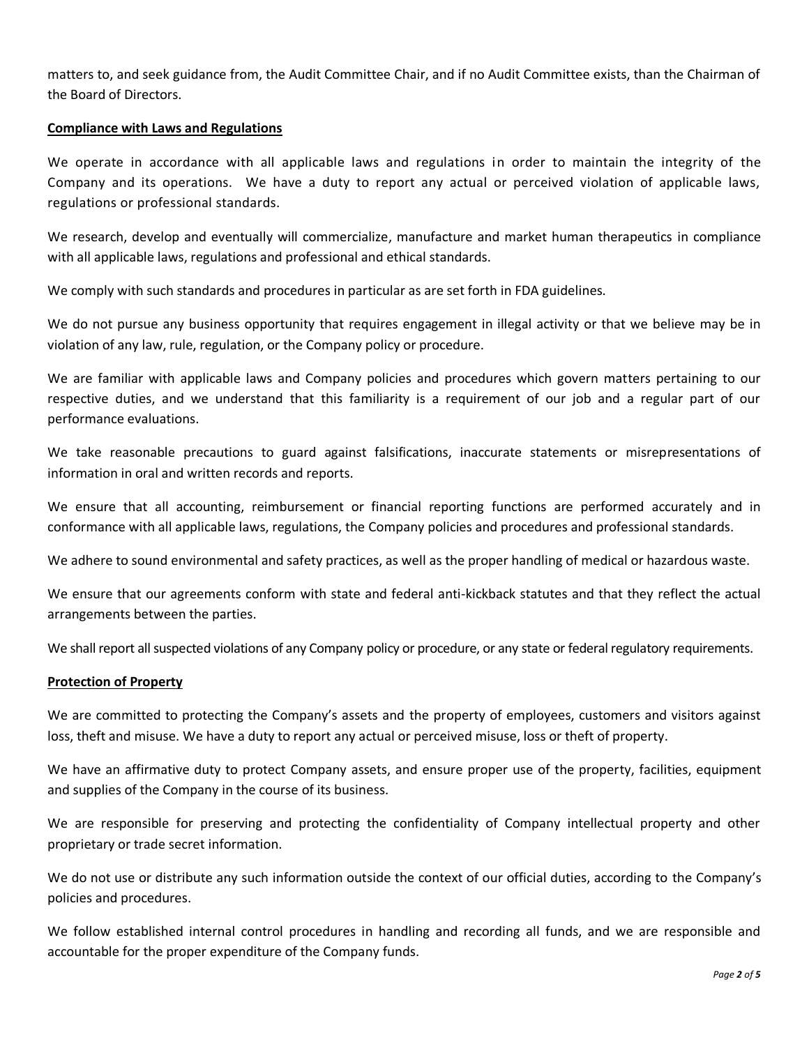matters to, and seek guidance from, the Audit Committee Chair, and if no Audit Committee exists, than the Chairman of the Board of Directors.

## Compliance with Laws and Regulations

We operate in accordance with all applicable laws and regulations in order to maintain the integrity of the Company and its operations. We have a duty to report any actual or perceived violation of applicable laws, regulations or professional standards.

We research, develop and eventually will commercialize, manufacture and market human therapeutics in compliance with all applicable laws, regulations and professional and ethical standards.

We comply with such standards and procedures in particular as are set forth in FDA guidelines.

We do not pursue any business opportunity that requires engagement in illegal activity or that we believe may be in violation of any law, rule, regulation, or the Company policy or procedure.

We are familiar with applicable laws and Company policies and procedures which govern matters pertaining to our respective duties, and we understand that this familiarity is a requirement of our job and a regular part of our performance evaluations.

We take reasonable precautions to guard against falsifications, inaccurate statements or misrepresentations of information in oral and written records and reports.

We ensure that all accounting, reimbursement or financial reporting functions are performed accurately and in conformance with all applicable laws, regulations, the Company policies and procedures and professional standards.

We adhere to sound environmental and safety practices, as well as the proper handling of medical or hazardous waste.

We ensure that our agreements conform with state and federal anti-kickback statutes and that they reflect the actual arrangements between the parties.

We shall report all suspected violations of any Company policy or procedure, or any state or federal regulatory requirements.

## Protection of Property

We are committed to protecting the Company's assets and the property of employees, customers and visitors against loss, theft and misuse. We have a duty to report any actual or perceived misuse, loss or theft of property.

We have an affirmative duty to protect Company assets, and ensure proper use of the property, facilities, equipment and supplies of the Company in the course of its business.

We are responsible for preserving and protecting the confidentiality of Company intellectual property and other proprietary or trade secret information.

We do not use or distribute any such information outside the context of our official duties, according to the Company's policies and procedures.

We follow established internal control procedures in handling and recording all funds, and we are responsible and accountable for the proper expenditure of the Company funds.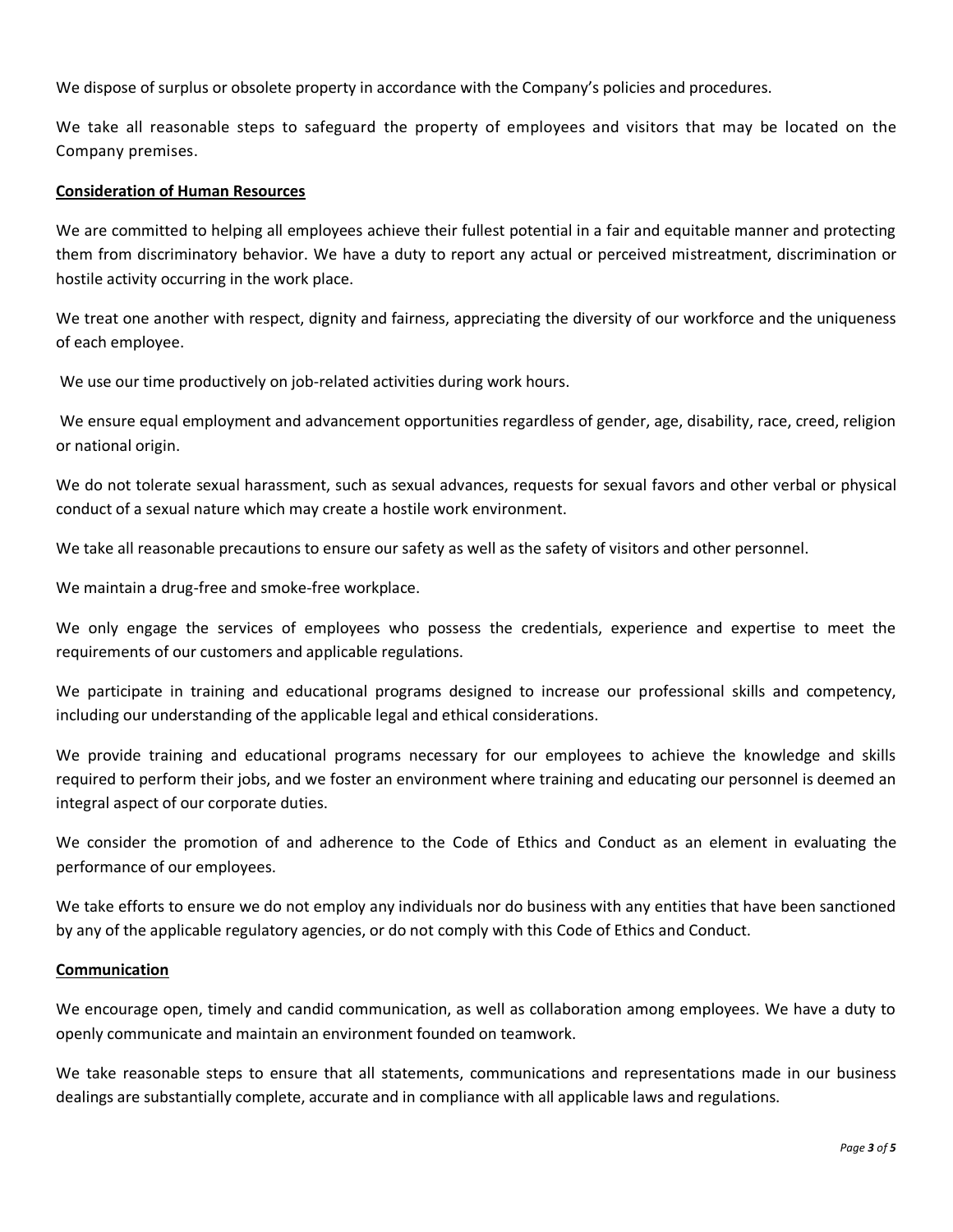We dispose of surplus or obsolete property in accordance with the Company's policies and procedures.

We take all reasonable steps to safeguard the property of employees and visitors that may be located on the Company premises.

**Consideration of Human Resources**

We are committed to helping all employees achieve their fullest potential in a fair and equitable manner and protecting them from discriminatory behavior. We have a duty to report any actual or perceived mistreatment, discrimination or hostile activity occurring in the work place.

We treat one another with respect, dignity and fairness, appreciating the diversity of our workforce and the uniqueness of each employee.

We use our time productively on job-related activities during work hours.

We ensure equal employment and advancement opportunities regardless of gender, age, disability, race, creed, religion or national origin.

We do not tolerate sexual harassment, such as sexual advances, requests for sexual favors and other verbal or physical conduct of a sexual nature which may create a hostile work environment.

We take all reasonable precautions to ensure our safety as well as the safety of visitors and other personnel.

We maintain a drug-free and smoke-free workplace.

We only engage the services of employees who possess the credentials, experience and expertise to meet the requirements of our customers and applicable regulations.

We participate in training and educational programs designed to increase our professional skills and competency, including our understanding of the applicable legal and ethical considerations.

We provide training and educational programs necessary for our employees to achieve the knowledge and skills required to perform their jobs, and we foster an environment where training and educating our personnel is deemed an integral aspect of our corporate duties.

We consider the promotion of and adherence to the Code of Ethics and Conduct as an element in evaluating the performance of our employees.

We take efforts to ensure we do not employ any individuals nor do business with any entities that have been sanctioned by any of the applicable regulatory agencies, or do not comply with this Code of Ethics and Conduct.

**Communication**

We encourage open, timely and candid communication, as well as collaboration among employees. We have a duty to openly communicate and maintain an environment founded on teamwork.

We take reasonable steps to ensure that all statements, communications and representations made in our business dealings are substantially complete, accurate and in compliance with all applicable laws and regulations.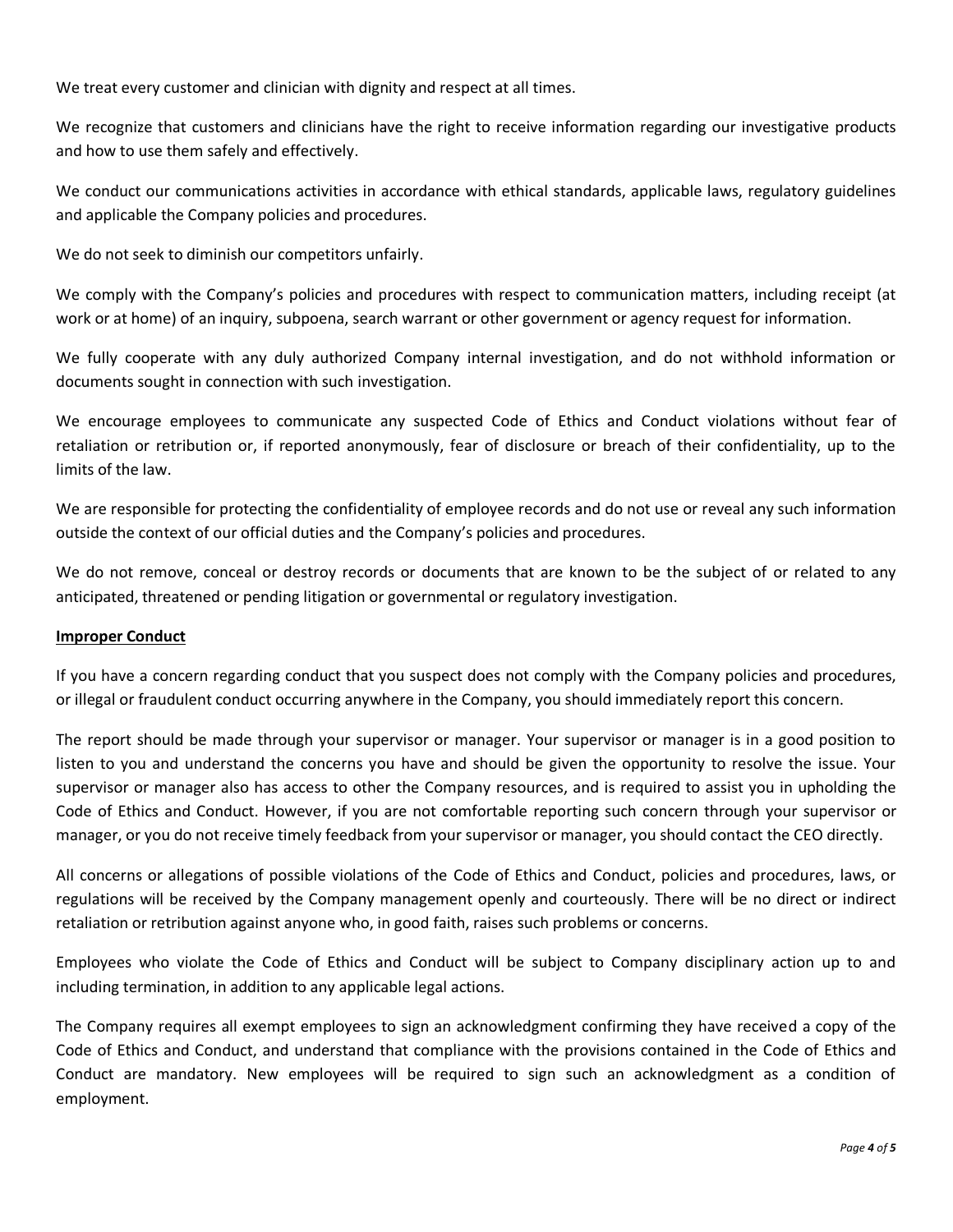We treat every customer and clinician with dignity and respect at all times.

We recognize that customers and clinicians have the right to receive information regarding our investigative products and how to use them safely and effectively.

We conduct our communications activities in accordance with ethical standards, applicable laws, regulatory guidelines and applicable the Company policies and procedures.

We do not seek to diminish our competitors unfairly.

We comply with the Company's policies and procedures with respect to communication matters, including receipt (at work or at home) of an inquiry, subpoena, search warrant or other government or agency request for information.

We fully cooperate with any duly authorized Company internal investigation, and do not withhold information or documents sought in connection with such investigation.

We encourage employees to communicate any suspected Code of Ethics and Conduct violations without fear of retaliation or retribution or, if reported anonymously, fear of disclosure or breach of their confidentiality, up to the limits of the law.

We are responsible for protecting the confidentiality of employee records and do not use or reveal any such information outside the context of our official duties and the Company's policies and procedures.

We do not remove, conceal or destroy records or documents that are known to be the subject of or related to any anticipated, threatened or pending litigation or governmental or regulatory investigation.

**Improper Conduct**

If you have a concern regarding conduct that you suspect does not comply with the Company policies and procedures, or illegal or fraudulent conduct occurring anywhere in the Company, you should immediately report this concern.

The report should be made through your supervisor or manager. Your supervisor or manager is in a good position to listen to you and understand the concerns you have and should be given the opportunity to resolve the issue. Your supervisor or manager also has access to other the Company resources, and is required to assist you in upholding the Code of Ethics and Conduct. However, if you are not comfortable reporting such concern through your supervisor or manager, or you do not receive timely feedback from your supervisor or manager, you should contact the CEO directly.

All concerns or allegations of possible violations of the Code of Ethics and Conduct, policies and procedures, laws, or regulations will be received by the Company management openly and courteously. There will be no direct or indirect retaliation or retribution against anyone who, in good faith, raises such problems or concerns.

Employees who violate the Code of Ethics and Conduct will be subject to Company disciplinary action up to and including termination, in addition to any applicable legal actions.

The Company requires all exempt employees to sign an acknowledgment confirming they have received a copy of the Code of Ethics and Conduct, and understand that compliance with the provisions contained in the Code of Ethics and Conduct are mandatory. New employees will be required to sign such an acknowledgment as a condition of employment.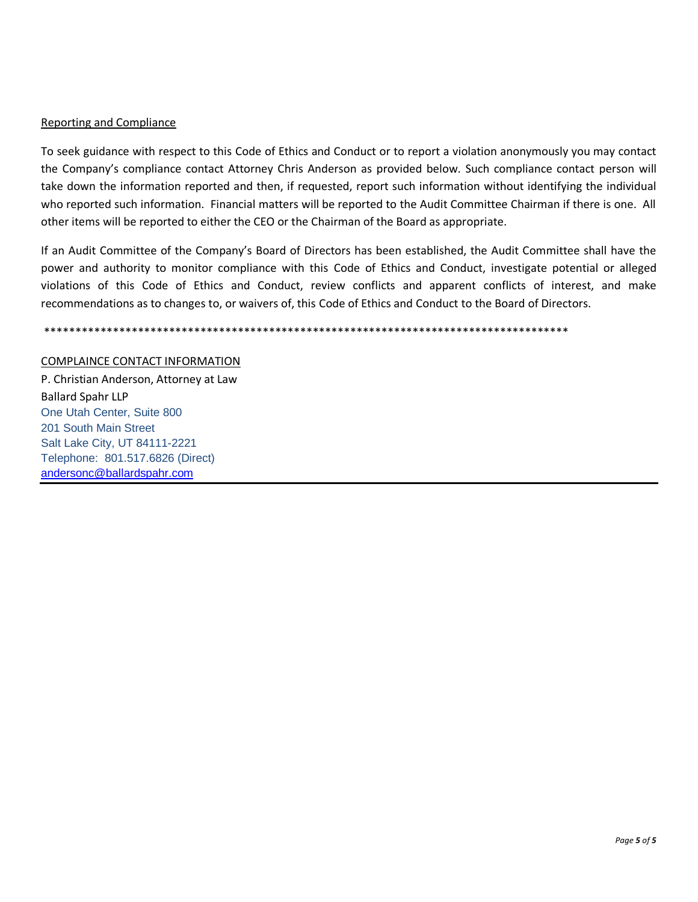<u>Reporting and Compliance</u>

To seek guidance with respect to this Code of Ethics and Conduct or to report a violation anonymously you may contact the Company's compliance contact Attorney Chris Anderson as provided below. Such compliance contact person will take down the information reported and then, if requested, report such information without identifying the individual who reported such information. Financial matters will be reported to the Audit Committee Chairman if there is one. All other items will be reported to either the CEO or the Chairman of the Board as appropriate.

If an Audit Committee of the Company's Board of Directors has been established, the Audit Committee shall have the power and authority to monitor compliance with this Code of Ethics and Conduct, investigate potential or alleged violations of this Code of Ethics and Conduct, review conflicts and apparent conflicts of interest, and make recommendations as to changes to, or waivers of, this Code of Ethics and Conduct to the Board of Directors.

*************************************************************************************

<u>COMPLAINCE CONTACT INFORMATION</u>

P. Christian Anderson, Attorney at Law
Ballard Spahr LLP
One Utah Center, Suite 800
201 South Main Street
Salt Lake City, UT 84111-2221
Telephone: 801.517.6826 (Direct)
andersonc@ballardspahr.com